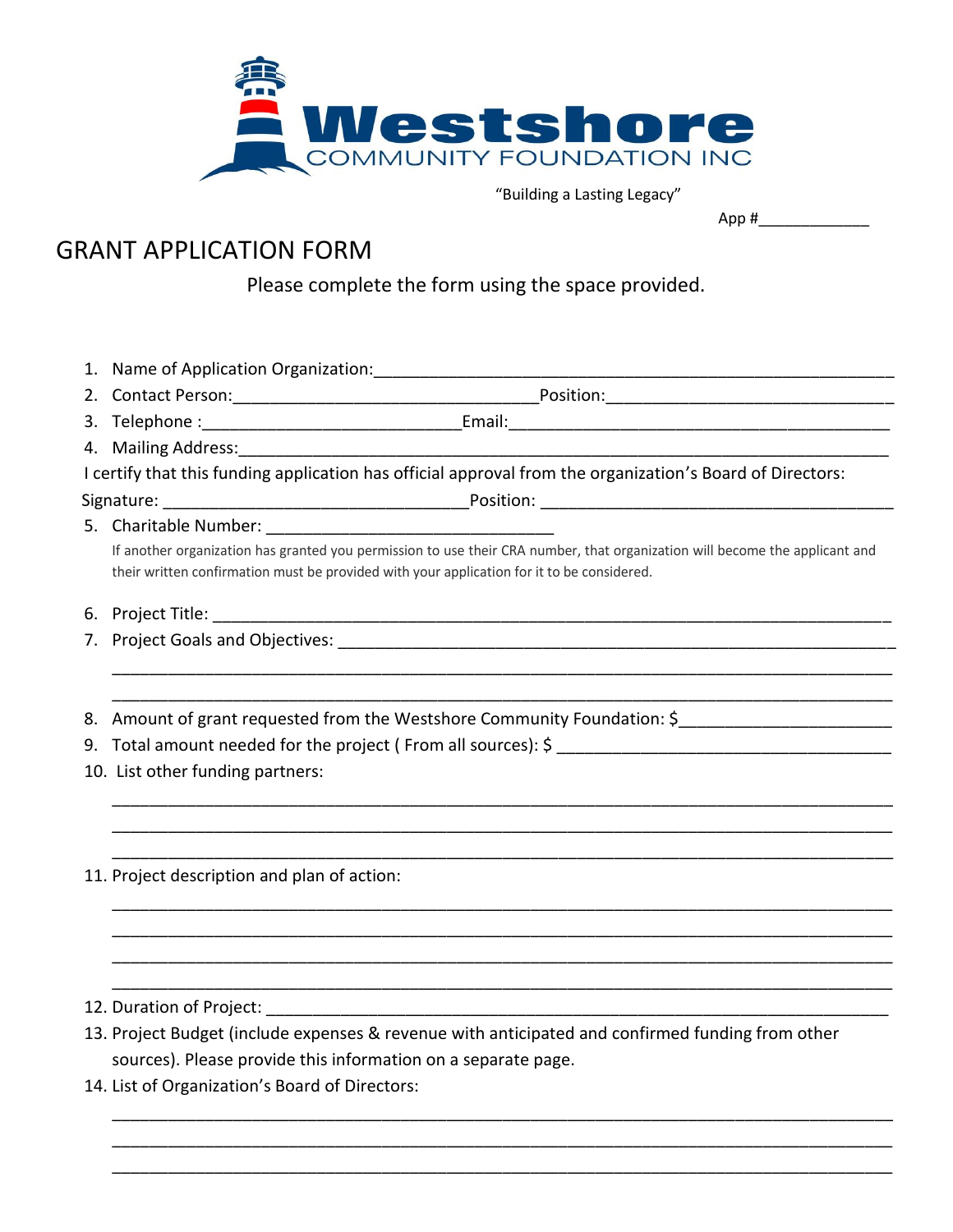Westshore COMMUNITY FOUNDATION INC

"Building a Lasting Legacy"

App #_____________

# GRANT APPLICATION FORM

Please complete the form using the space provided.

1. Name of Application Organization:_______________________________________________________
2. Contact Person:________________________________Position:______________________________
3. Telephone :___________________________Email:_____________________________________
4. Mailing Address:_________________________________________________________________

I certify that this funding application has official approval from the organization's Board of Directors:

Signature: _______________________________Position: _____________________________________

5. Charitable Number: ______________________________

   If another organization has granted you permission to use their CRA number, that organization will become the applicant and their written confirmation must be provided with your application for it to be considered.

6. Project Title: _______________________________________________________________________
7. Project Goals and Objectives: ______________________________________________________

   ___________________________________________________________________________________

   ___________________________________________________________________________________

8. Amount of grant requested from the Westshore Community Foundation: $______________________
9. Total amount needed for the project ( From all sources): $ __________________________________
10. List other funding partners:

    ___________________________________________________________________________________

    ___________________________________________________________________________________

    ___________________________________________________________________________________

11. Project description and plan of action:

    ___________________________________________________________________________________

    ___________________________________________________________________________________

    ___________________________________________________________________________________

    ___________________________________________________________________________________

12. Duration of Project: ___________________________________________________________________
13. Project Budget (include expenses & revenue with anticipated and confirmed funding from other sources). Please provide this information on a separate page.
14. List of Organization's Board of Directors:

    ___________________________________________________________________________________

    ___________________________________________________________________________________

    ___________________________________________________________________________________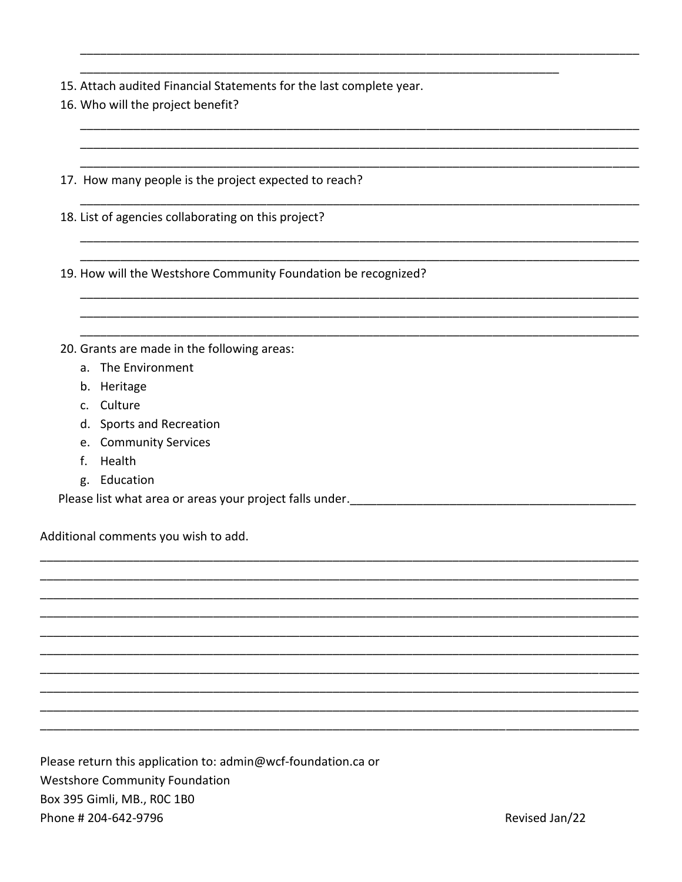15. Attach audited Financial Statements for the last complete year.
16. Who will the project benefit?
17. How many people is the project expected to reach?
18. List of agencies collaborating on this project?
19. How will the Westshore Community Foundation be recognized?
20. Grants are made in the following areas:
    a. The Environment
    b. Heritage
    c. Culture
    d. Sports and Recreation
    e. Community Services
    f. Health
    g. Education

    Please list what area or areas your project falls under.

Additional comments you wish to add.

Please return this application to: admin@wcf-foundation.ca or
Westshore Community Foundation
Box 395 Gimli, MB., R0C 1B0
Phone # 204-642-9796

Revised Jan/22